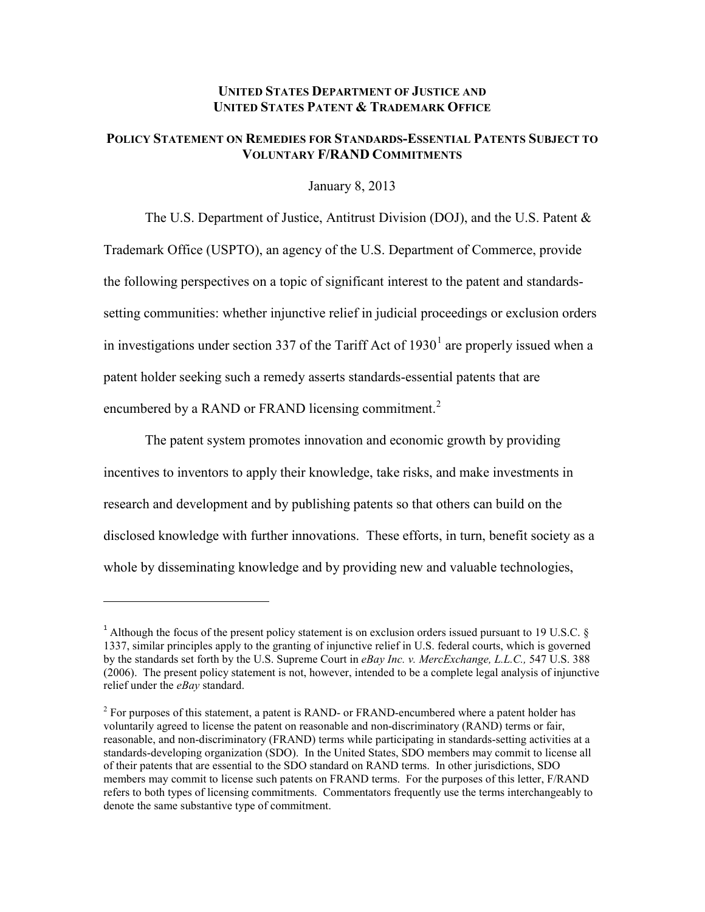**UNITED STATES DEPARTMENT OF JUSTICE AND**
**UNITED STATES PATENT & TRADEMARK OFFICE**

# POLICY STATEMENT ON REMEDIES FOR STANDARDS-ESSENTIAL PATENTS SUBJECT TO VOLUNTARY F/RAND COMMITMENTS

January 8, 2013

The U.S. Department of Justice, Antitrust Division (DOJ), and the U.S. Patent & Trademark Office (USPTO), an agency of the U.S. Department of Commerce, provide the following perspectives on a topic of significant interest to the patent and standards-setting communities: whether injunctive relief in judicial proceedings or exclusion orders in investigations under section 337 of the Tariff Act of 1930[1] are properly issued when a patent holder seeking such a remedy asserts standards-essential patents that are encumbered by a RAND or FRAND licensing commitment.[2]

The patent system promotes innovation and economic growth by providing incentives to inventors to apply their knowledge, take risks, and make investments in research and development and by publishing patents so that others can build on the disclosed knowledge with further innovations. These efforts, in turn, benefit society as a whole by disseminating knowledge and by providing new and valuable technologies,

---

[1] Although the focus of the present policy statement is on exclusion orders issued pursuant to 19 U.S.C. § 1337, similar principles apply to the granting of injunctive relief in U.S. federal courts, which is governed by the standards set forth by the U.S. Supreme Court in *eBay Inc. v. MercExchange, L.L.C.,* 547 U.S. 388 (2006). The present policy statement is not, however, intended to be a complete legal analysis of injunctive relief under the *eBay* standard.

[2] For purposes of this statement, a patent is RAND- or FRAND-encumbered where a patent holder has voluntarily agreed to license the patent on reasonable and non-discriminatory (RAND) terms or fair, reasonable, and non-discriminatory (FRAND) terms while participating in standards-setting activities at a standards-developing organization (SDO). In the United States, SDO members may commit to license all of their patents that are essential to the SDO standard on RAND terms. In other jurisdictions, SDO members may commit to license such patents on FRAND terms. For the purposes of this letter, F/RAND refers to both types of licensing commitments. Commentators frequently use the terms interchangeably to denote the same substantive type of commitment.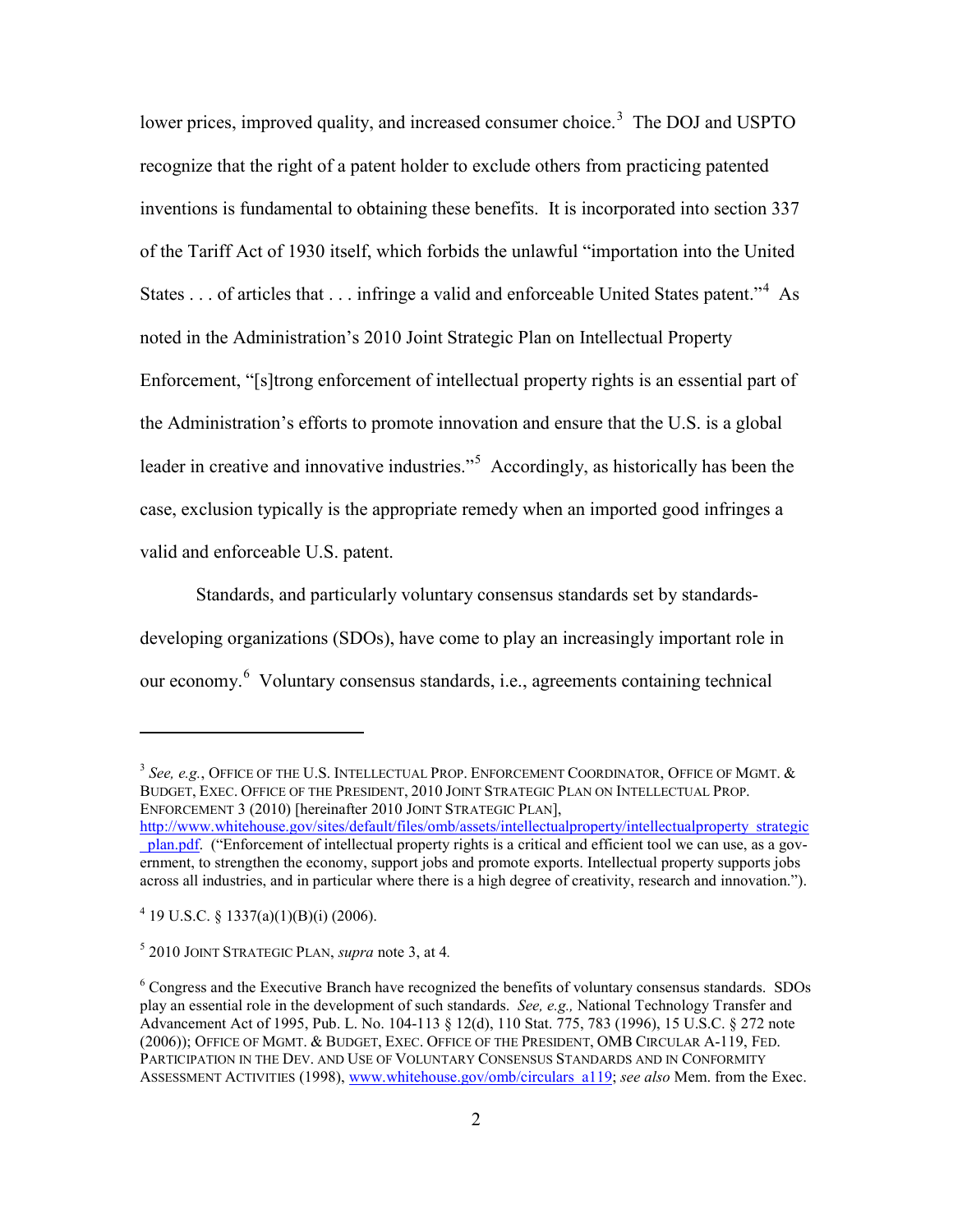lower prices, improved quality, and increased consumer choice.[3] The DOJ and USPTO recognize that the right of a patent holder to exclude others from practicing patented inventions is fundamental to obtaining these benefits. It is incorporated into section 337 of the Tariff Act of 1930 itself, which forbids the unlawful "importation into the United States . . . of articles that . . . infringe a valid and enforceable United States patent."[4] As noted in the Administration's 2010 Joint Strategic Plan on Intellectual Property Enforcement, "[s]trong enforcement of intellectual property rights is an essential part of the Administration's efforts to promote innovation and ensure that the U.S. is a global leader in creative and innovative industries."[5] Accordingly, as historically has been the case, exclusion typically is the appropriate remedy when an imported good infringes a valid and enforceable U.S. patent.

Standards, and particularly voluntary consensus standards set by standards-developing organizations (SDOs), have come to play an increasingly important role in our economy.[6] Voluntary consensus standards, i.e., agreements containing technical

---

[3] *See, e.g.*, OFFICE OF THE U.S. INTELLECTUAL PROP. ENFORCEMENT COORDINATOR, OFFICE OF MGMT. & BUDGET, EXEC. OFFICE OF THE PRESIDENT, 2010 JOINT STRATEGIC PLAN ON INTELLECTUAL PROP. ENFORCEMENT 3 (2010) [hereinafter 2010 JOINT STRATEGIC PLAN], http://www.whitehouse.gov/sites/default/files/omb/assets/intellectualproperty/intellectualproperty_strategic_plan.pdf. ("Enforcement of intellectual property rights is a critical and efficient tool we can use, as a government, to strengthen the economy, support jobs and promote exports. Intellectual property supports jobs across all industries, and in particular where there is a high degree of creativity, research and innovation.").

[4] 19 U.S.C. § 1337(a)(1)(B)(i) (2006).

[5] 2010 JOINT STRATEGIC PLAN, *supra* note 3, at 4.

[6] Congress and the Executive Branch have recognized the benefits of voluntary consensus standards. SDOs play an essential role in the development of such standards. *See, e.g.,* National Technology Transfer and Advancement Act of 1995, Pub. L. No. 104-113 § 12(d), 110 Stat. 775, 783 (1996), 15 U.S.C. § 272 note (2006)); OFFICE OF MGMT. & BUDGET, EXEC. OFFICE OF THE PRESIDENT, OMB CIRCULAR A-119, FED. PARTICIPATION IN THE DEV. AND USE OF VOLUNTARY CONSENSUS STANDARDS AND IN CONFORMITY ASSESSMENT ACTIVITIES (1998), www.whitehouse.gov/omb/circulars_a119; *see also* Mem. from the Exec.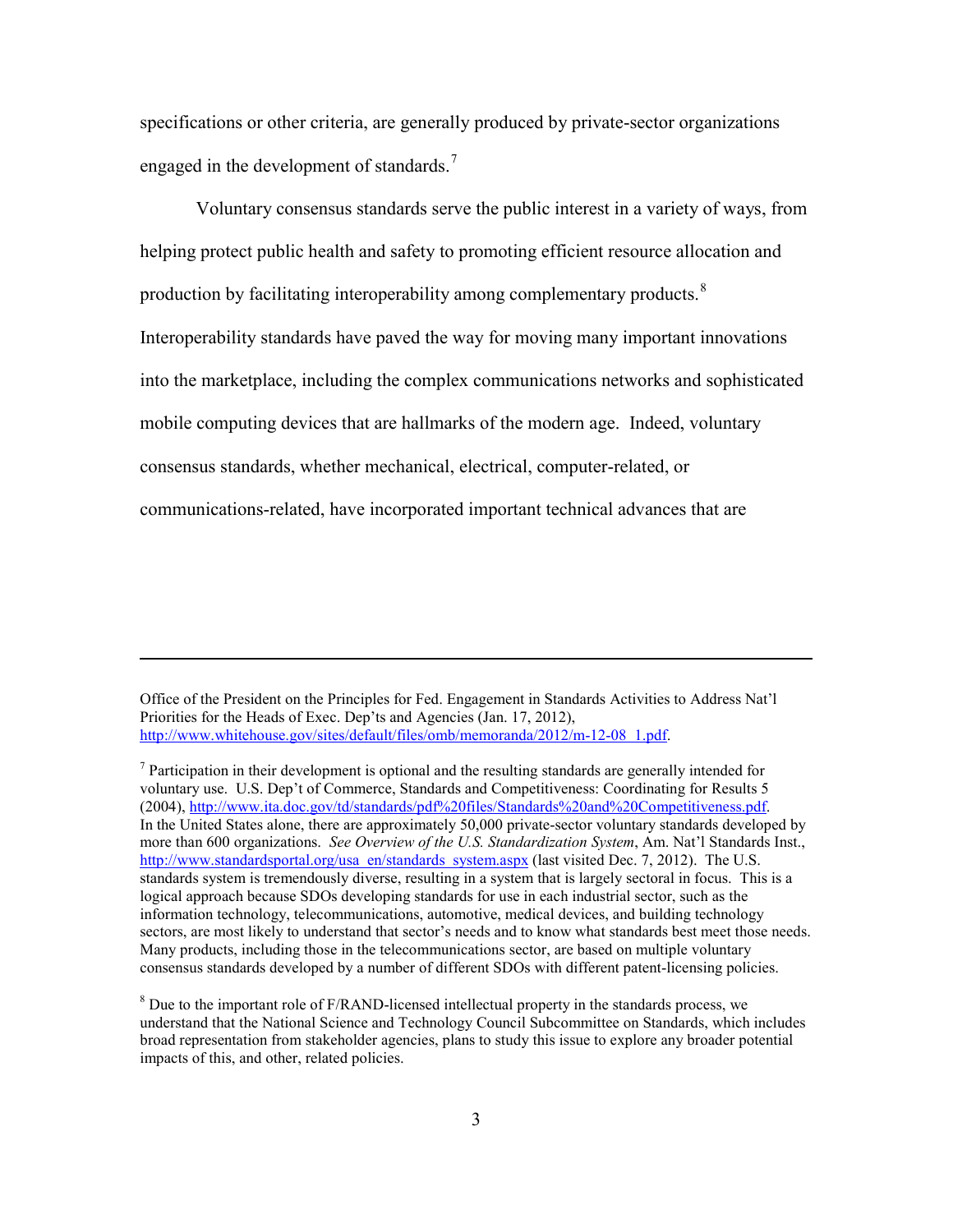specifications or other criteria, are generally produced by private-sector organizations engaged in the development of standards.[7]

Voluntary consensus standards serve the public interest in a variety of ways, from helping protect public health and safety to promoting efficient resource allocation and production by facilitating interoperability among complementary products.[8] Interoperability standards have paved the way for moving many important innovations into the marketplace, including the complex communications networks and sophisticated mobile computing devices that are hallmarks of the modern age. Indeed, voluntary consensus standards, whether mechanical, electrical, computer-related, or communications-related, have incorporated important technical advances that are

---

Office of the President on the Principles for Fed. Engagement in Standards Activities to Address Nat'l Priorities for the Heads of Exec. Dep'ts and Agencies (Jan. 17, 2012), http://www.whitehouse.gov/sites/default/files/omb/memoranda/2012/m-12-08_1.pdf.

[7] Participation in their development is optional and the resulting standards are generally intended for voluntary use. U.S. Dep't of Commerce, Standards and Competitiveness: Coordinating for Results 5 (2004), http://www.ita.doc.gov/td/standards/pdf%20files/Standards%20and%20Competitiveness.pdf. In the United States alone, there are approximately 50,000 private-sector voluntary standards developed by more than 600 organizations. *See Overview of the U.S. Standardization System*, Am. Nat'l Standards Inst., http://www.standardsportal.org/usa_en/standards_system.aspx (last visited Dec. 7, 2012). The U.S. standards system is tremendously diverse, resulting in a system that is largely sectoral in focus. This is a logical approach because SDOs developing standards for use in each industrial sector, such as the information technology, telecommunications, automotive, medical devices, and building technology sectors, are most likely to understand that sector's needs and to know what standards best meet those needs. Many products, including those in the telecommunications sector, are based on multiple voluntary consensus standards developed by a number of different SDOs with different patent-licensing policies.

[8] Due to the important role of F/RAND-licensed intellectual property in the standards process, we understand that the National Science and Technology Council Subcommittee on Standards, which includes broad representation from stakeholder agencies, plans to study this issue to explore any broader potential impacts of this, and other, related policies.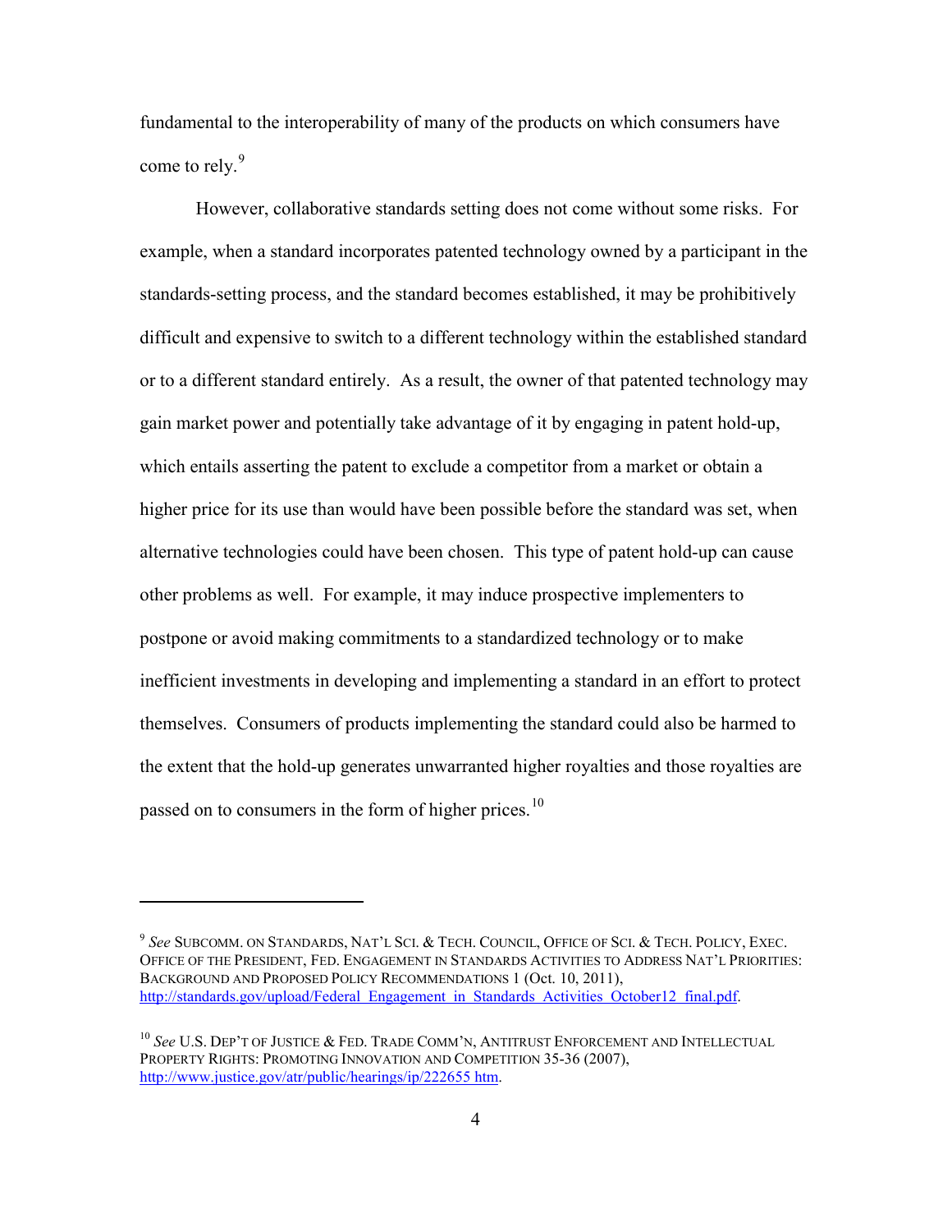fundamental to the interoperability of many of the products on which consumers have come to rely.[9]

However, collaborative standards setting does not come without some risks. For example, when a standard incorporates patented technology owned by a participant in the standards-setting process, and the standard becomes established, it may be prohibitively difficult and expensive to switch to a different technology within the established standard or to a different standard entirely. As a result, the owner of that patented technology may gain market power and potentially take advantage of it by engaging in patent hold-up, which entails asserting the patent to exclude a competitor from a market or obtain a higher price for its use than would have been possible before the standard was set, when alternative technologies could have been chosen. This type of patent hold-up can cause other problems as well. For example, it may induce prospective implementers to postpone or avoid making commitments to a standardized technology or to make inefficient investments in developing and implementing a standard in an effort to protect themselves. Consumers of products implementing the standard could also be harmed to the extent that the hold-up generates unwarranted higher royalties and those royalties are passed on to consumers in the form of higher prices.[10]

---

[9] *See* SUBCOMM. ON STANDARDS, NAT'L SCI. & TECH. COUNCIL, OFFICE OF SCI. & TECH. POLICY, EXEC. OFFICE OF THE PRESIDENT, FED. ENGAGEMENT IN STANDARDS ACTIVITIES TO ADDRESS NAT'L PRIORITIES: BACKGROUND AND PROPOSED POLICY RECOMMENDATIONS 1 (Oct. 10, 2011), http://standards.gov/upload/Federal_Engagement_in_Standards_Activities_October12_final.pdf.

[10] *See* U.S. DEP'T OF JUSTICE & FED. TRADE COMM'N, ANTITRUST ENFORCEMENT AND INTELLECTUAL PROPERTY RIGHTS: PROMOTING INNOVATION AND COMPETITION 35-36 (2007), http://www.justice.gov/atr/public/hearings/ip/222655.htm.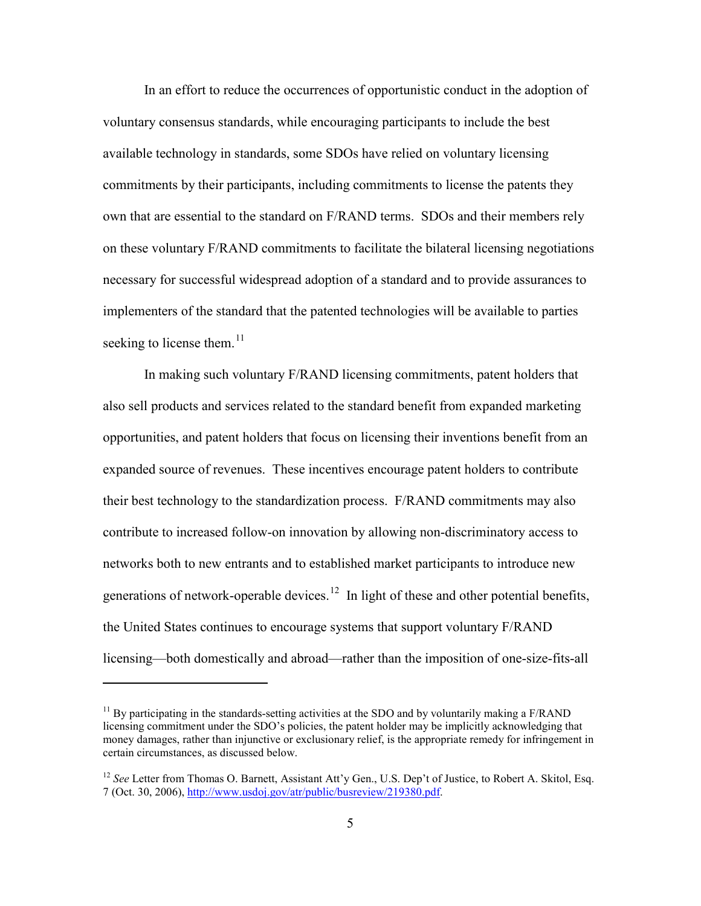In an effort to reduce the occurrences of opportunistic conduct in the adoption of voluntary consensus standards, while encouraging participants to include the best available technology in standards, some SDOs have relied on voluntary licensing commitments by their participants, including commitments to license the patents they own that are essential to the standard on F/RAND terms. SDOs and their members rely on these voluntary F/RAND commitments to facilitate the bilateral licensing negotiations necessary for successful widespread adoption of a standard and to provide assurances to implementers of the standard that the patented technologies will be available to parties seeking to license them.[11]

In making such voluntary F/RAND licensing commitments, patent holders that also sell products and services related to the standard benefit from expanded marketing opportunities, and patent holders that focus on licensing their inventions benefit from an expanded source of revenues. These incentives encourage patent holders to contribute their best technology to the standardization process. F/RAND commitments may also contribute to increased follow-on innovation by allowing non-discriminatory access to networks both to new entrants and to established market participants to introduce new generations of network-operable devices.[12] In light of these and other potential benefits, the United States continues to encourage systems that support voluntary F/RAND licensing—both domestically and abroad—rather than the imposition of one-size-fits-all

---

[11] By participating in the standards-setting activities at the SDO and by voluntarily making a F/RAND licensing commitment under the SDO's policies, the patent holder may be implicitly acknowledging that money damages, rather than injunctive or exclusionary relief, is the appropriate remedy for infringement in certain circumstances, as discussed below.

[12] *See* Letter from Thomas O. Barnett, Assistant Att'y Gen., U.S. Dep't of Justice, to Robert A. Skitol, Esq. 7 (Oct. 30, 2006), http://www.usdoj.gov/atr/public/busreview/219380.pdf.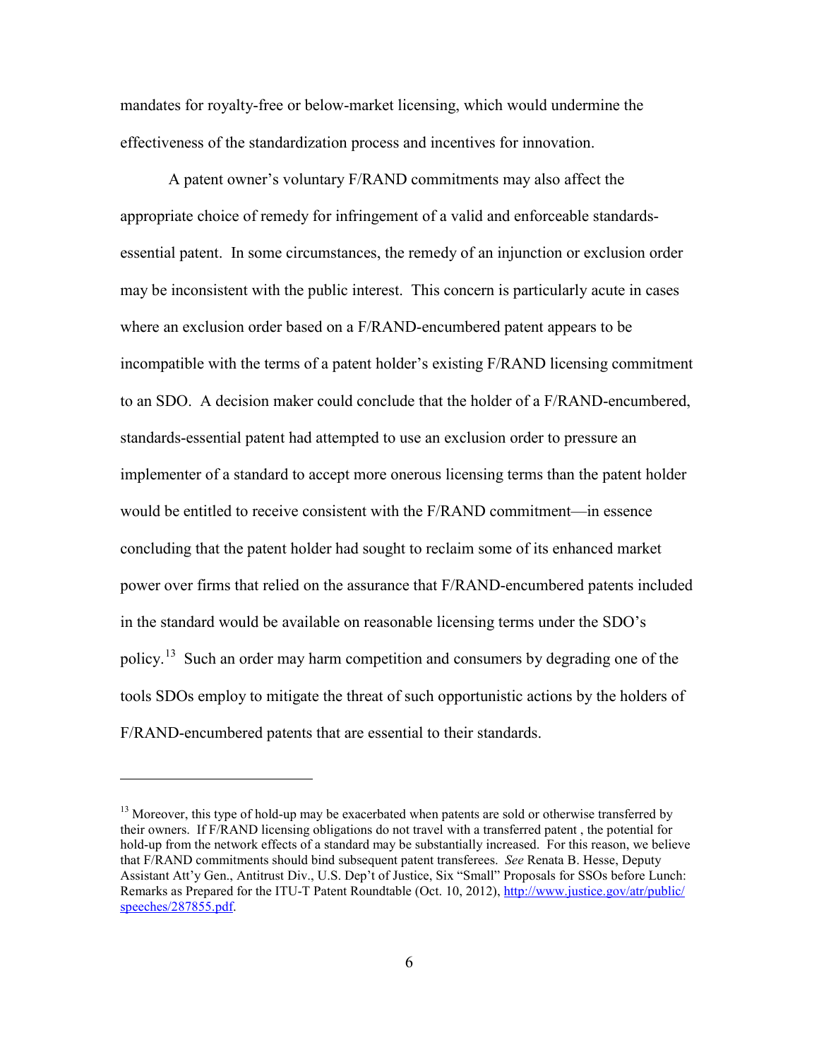mandates for royalty-free or below-market licensing, which would undermine the effectiveness of the standardization process and incentives for innovation.

A patent owner's voluntary F/RAND commitments may also affect the appropriate choice of remedy for infringement of a valid and enforceable standards-essential patent. In some circumstances, the remedy of an injunction or exclusion order may be inconsistent with the public interest. This concern is particularly acute in cases where an exclusion order based on a F/RAND-encumbered patent appears to be incompatible with the terms of a patent holder's existing F/RAND licensing commitment to an SDO. A decision maker could conclude that the holder of a F/RAND-encumbered, standards-essential patent had attempted to use an exclusion order to pressure an implementer of a standard to accept more onerous licensing terms than the patent holder would be entitled to receive consistent with the F/RAND commitment—in essence concluding that the patent holder had sought to reclaim some of its enhanced market power over firms that relied on the assurance that F/RAND-encumbered patents included in the standard would be available on reasonable licensing terms under the SDO's policy.[13] Such an order may harm competition and consumers by degrading one of the tools SDOs employ to mitigate the threat of such opportunistic actions by the holders of F/RAND-encumbered patents that are essential to their standards.

---

[13] Moreover, this type of hold-up may be exacerbated when patents are sold or otherwise transferred by their owners. If F/RAND licensing obligations do not travel with a transferred patent , the potential for hold-up from the network effects of a standard may be substantially increased. For this reason, we believe that F/RAND commitments should bind subsequent patent transferees. *See* Renata B. Hesse, Deputy Assistant Att'y Gen., Antitrust Div., U.S. Dep't of Justice, Six "Small" Proposals for SSOs before Lunch: Remarks as Prepared for the ITU-T Patent Roundtable (Oct. 10, 2012), [http://www.justice.gov/atr/public/speeches/287855.pdf](http://www.justice.gov/atr/public/speeches/287855.pdf).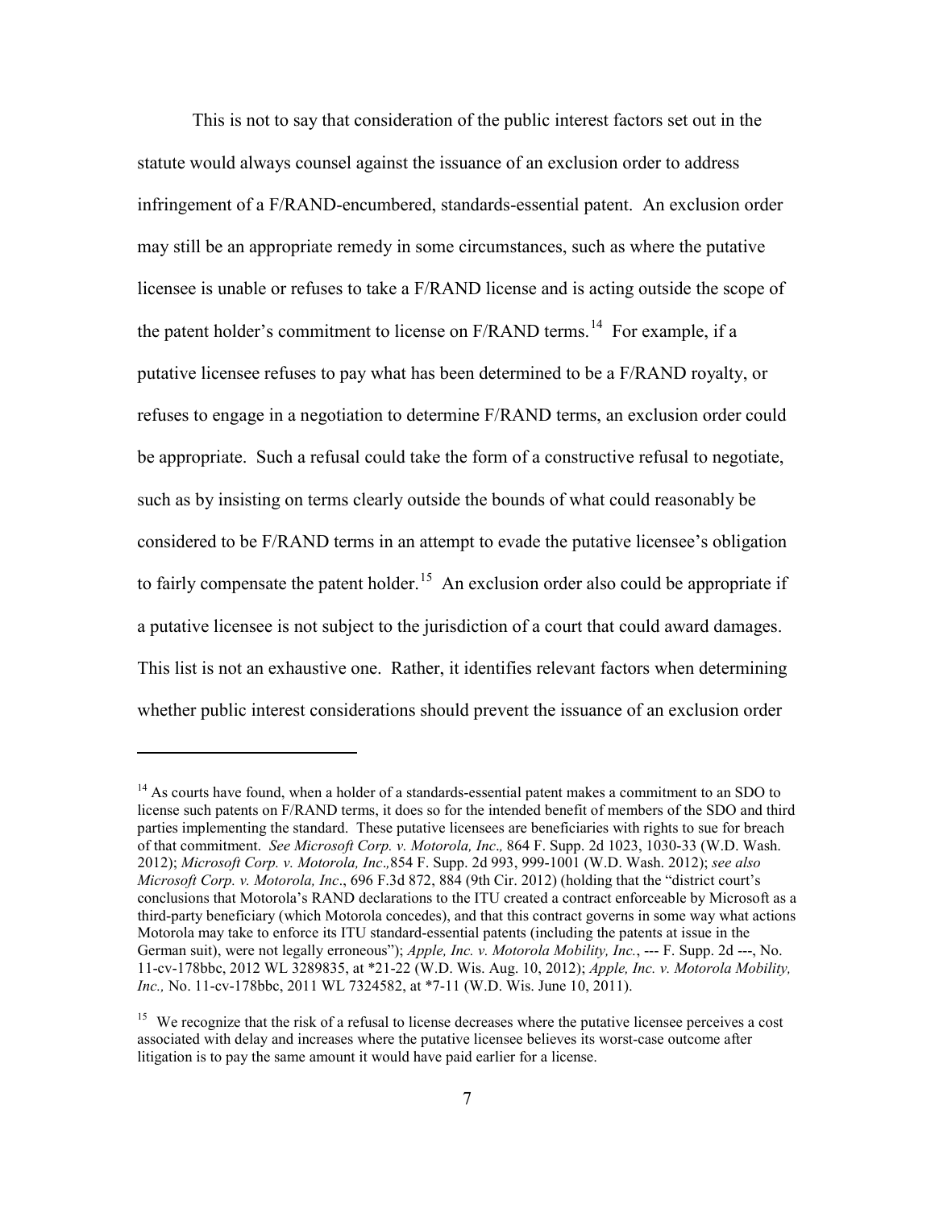This is not to say that consideration of the public interest factors set out in the statute would always counsel against the issuance of an exclusion order to address infringement of a F/RAND-encumbered, standards-essential patent. An exclusion order may still be an appropriate remedy in some circumstances, such as where the putative licensee is unable or refuses to take a F/RAND license and is acting outside the scope of the patent holder's commitment to license on F/RAND terms.[14] For example, if a putative licensee refuses to pay what has been determined to be a F/RAND royalty, or refuses to engage in a negotiation to determine F/RAND terms, an exclusion order could be appropriate. Such a refusal could take the form of a constructive refusal to negotiate, such as by insisting on terms clearly outside the bounds of what could reasonably be considered to be F/RAND terms in an attempt to evade the putative licensee's obligation to fairly compensate the patent holder.[15] An exclusion order also could be appropriate if a putative licensee is not subject to the jurisdiction of a court that could award damages. This list is not an exhaustive one. Rather, it identifies relevant factors when determining whether public interest considerations should prevent the issuance of an exclusion order

---

[14] As courts have found, when a holder of a standards-essential patent makes a commitment to an SDO to license such patents on F/RAND terms, it does so for the intended benefit of members of the SDO and third parties implementing the standard. These putative licensees are beneficiaries with rights to sue for breach of that commitment. *See Microsoft Corp. v. Motorola, Inc.,* 864 F. Supp. 2d 1023, 1030-33 (W.D. Wash. 2012); *Microsoft Corp. v. Motorola, Inc.,*854 F. Supp. 2d 993, 999-1001 (W.D. Wash. 2012); *see also Microsoft Corp. v. Motorola, Inc*., 696 F.3d 872, 884 (9th Cir. 2012) (holding that the "district court's conclusions that Motorola's RAND declarations to the ITU created a contract enforceable by Microsoft as a third-party beneficiary (which Motorola concedes), and that this contract governs in some way what actions Motorola may take to enforce its ITU standard-essential patents (including the patents at issue in the German suit), were not legally erroneous"); *Apple, Inc. v. Motorola Mobility, Inc.*, --- F. Supp. 2d ---, No. 11-cv-178bbc, 2012 WL 3289835, at *21-22 (W.D. Wis. Aug. 10, 2012); *Apple, Inc. v. Motorola Mobility, Inc.,* No. 11-cv-178bbc, 2011 WL 7324582, at *7-11 (W.D. Wis. June 10, 2011).

[15] We recognize that the risk of a refusal to license decreases where the putative licensee perceives a cost associated with delay and increases where the putative licensee believes its worst-case outcome after litigation is to pay the same amount it would have paid earlier for a license.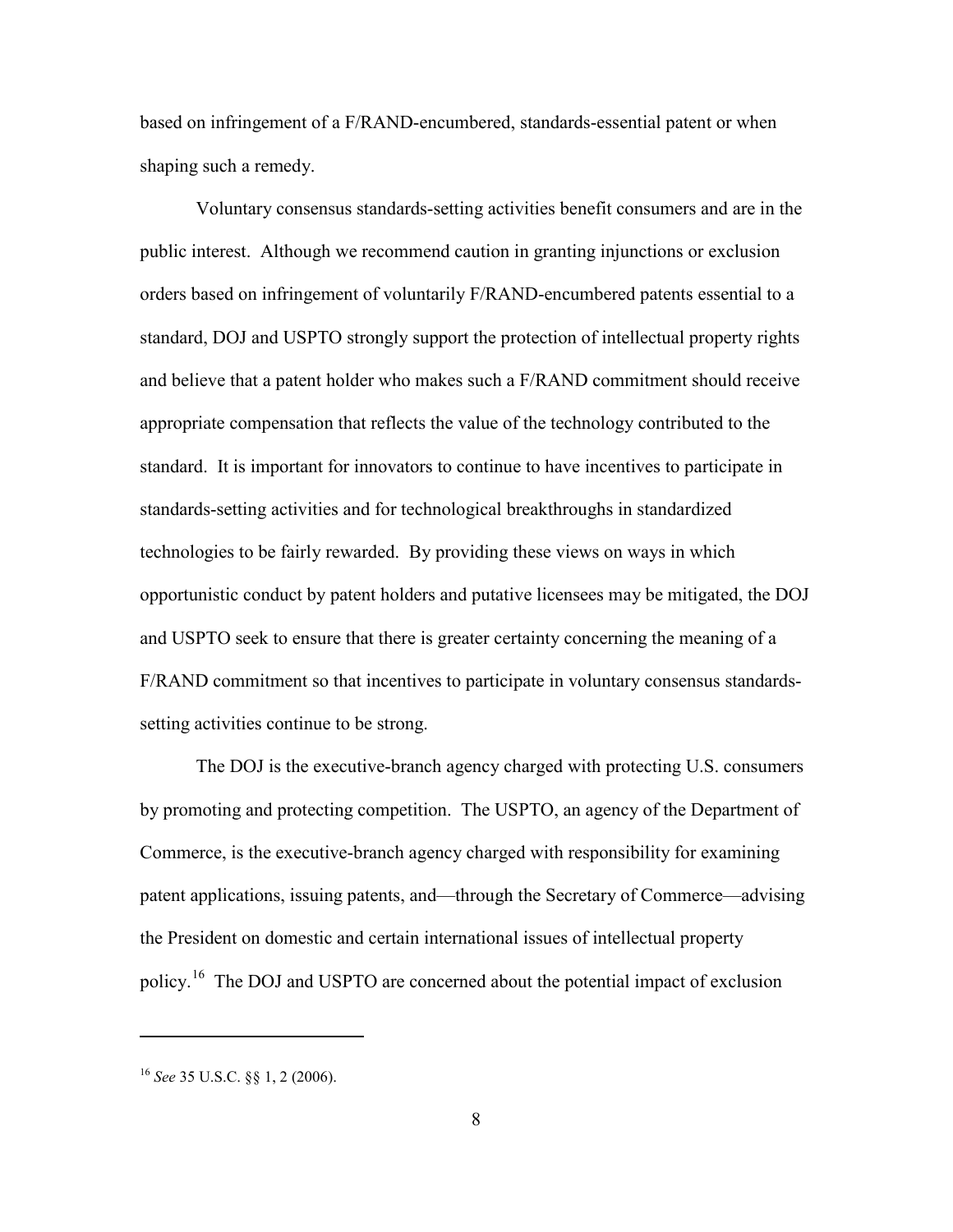based on infringement of a F/RAND-encumbered, standards-essential patent or when shaping such a remedy.

Voluntary consensus standards-setting activities benefit consumers and are in the public interest. Although we recommend caution in granting injunctions or exclusion orders based on infringement of voluntarily F/RAND-encumbered patents essential to a standard, DOJ and USPTO strongly support the protection of intellectual property rights and believe that a patent holder who makes such a F/RAND commitment should receive appropriate compensation that reflects the value of the technology contributed to the standard. It is important for innovators to continue to have incentives to participate in standards-setting activities and for technological breakthroughs in standardized technologies to be fairly rewarded. By providing these views on ways in which opportunistic conduct by patent holders and putative licensees may be mitigated, the DOJ and USPTO seek to ensure that there is greater certainty concerning the meaning of a F/RAND commitment so that incentives to participate in voluntary consensus standards-setting activities continue to be strong.

The DOJ is the executive-branch agency charged with protecting U.S. consumers by promoting and protecting competition. The USPTO, an agency of the Department of Commerce, is the executive-branch agency charged with responsibility for examining patent applications, issuing patents, and—through the Secretary of Commerce—advising the President on domestic and certain international issues of intellectual property policy.[16] The DOJ and USPTO are concerned about the potential impact of exclusion

[16] *See* 35 U.S.C. §§ 1, 2 (2006).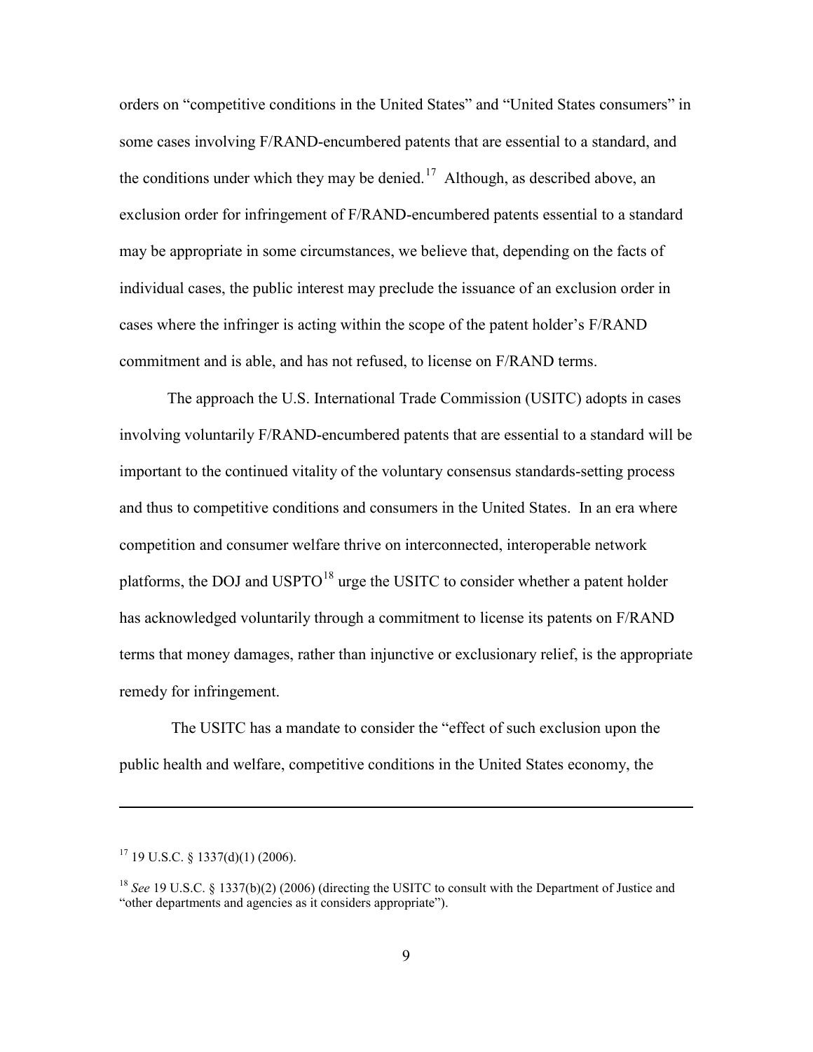orders on "competitive conditions in the United States" and "United States consumers" in some cases involving F/RAND-encumbered patents that are essential to a standard, and the conditions under which they may be denied.[17] Although, as described above, an exclusion order for infringement of F/RAND-encumbered patents essential to a standard may be appropriate in some circumstances, we believe that, depending on the facts of individual cases, the public interest may preclude the issuance of an exclusion order in cases where the infringer is acting within the scope of the patent holder's F/RAND commitment and is able, and has not refused, to license on F/RAND terms.

The approach the U.S. International Trade Commission (USITC) adopts in cases involving voluntarily F/RAND-encumbered patents that are essential to a standard will be important to the continued vitality of the voluntary consensus standards-setting process and thus to competitive conditions and consumers in the United States. In an era where competition and consumer welfare thrive on interconnected, interoperable network platforms, the DOJ and USPTO[18] urge the USITC to consider whether a patent holder has acknowledged voluntarily through a commitment to license its patents on F/RAND terms that money damages, rather than injunctive or exclusionary relief, is the appropriate remedy for infringement.

The USITC has a mandate to consider the "effect of such exclusion upon the public health and welfare, competitive conditions in the United States economy, the

---

[17] 19 U.S.C. § 1337(d)(1) (2006).

[18] *See* 19 U.S.C. § 1337(b)(2) (2006) (directing the USITC to consult with the Department of Justice and "other departments and agencies as it considers appropriate").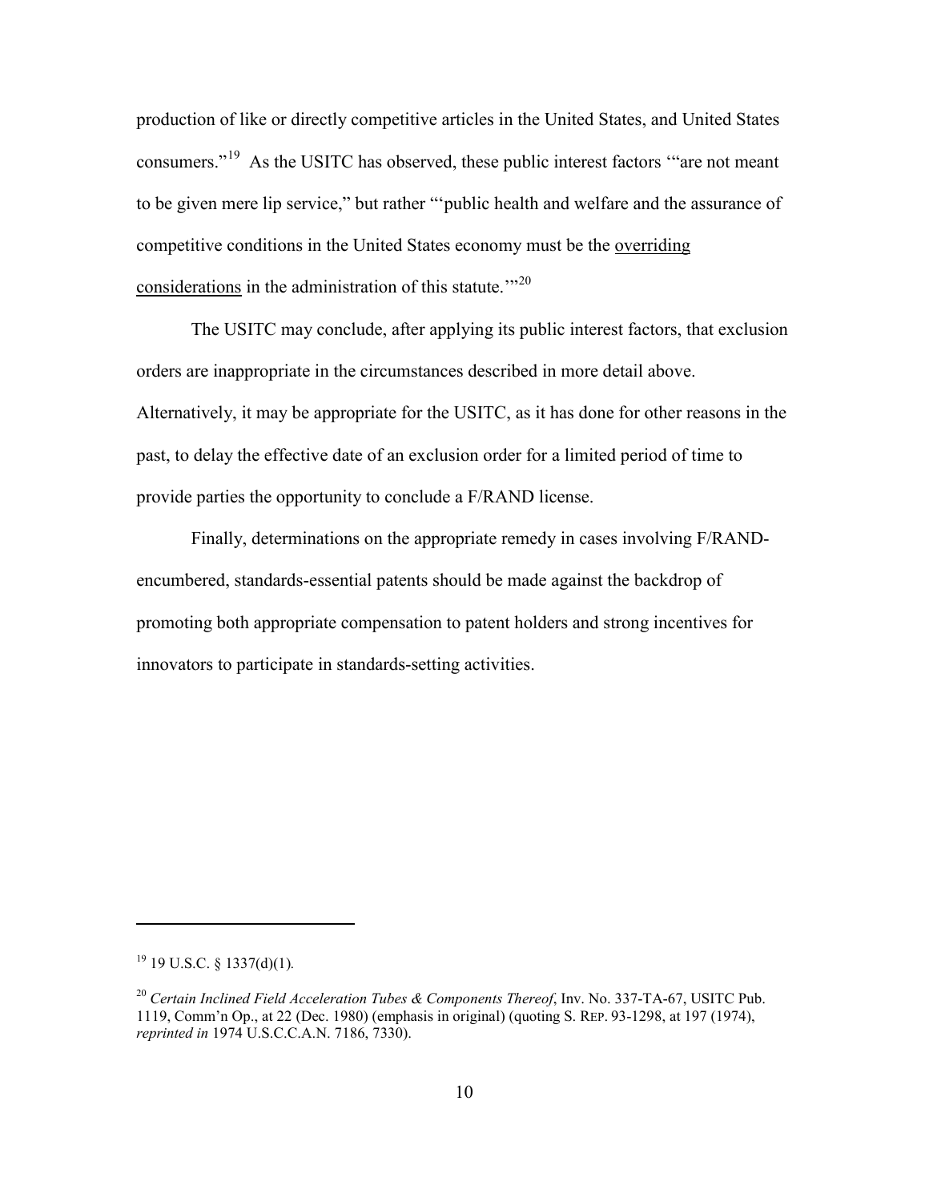production of like or directly competitive articles in the United States, and United States consumers."[19] As the USITC has observed, these public interest factors '"are not meant to be given mere lip service," but rather "'public health and welfare and the assurance of competitive conditions in the United States economy must be the overriding considerations in the administration of this statute.'"[20]

The USITC may conclude, after applying its public interest factors, that exclusion orders are inappropriate in the circumstances described in more detail above. Alternatively, it may be appropriate for the USITC, as it has done for other reasons in the past, to delay the effective date of an exclusion order for a limited period of time to provide parties the opportunity to conclude a F/RAND license.

Finally, determinations on the appropriate remedy in cases involving F/RAND-encumbered, standards-essential patents should be made against the backdrop of promoting both appropriate compensation to patent holders and strong incentives for innovators to participate in standards-setting activities.

---

[19] 19 U.S.C. § 1337(d)(1).

[20] *Certain Inclined Field Acceleration Tubes & Components Thereof*, Inv. No. 337-TA-67, USITC Pub. 1119, Comm'n Op., at 22 (Dec. 1980) (emphasis in original) (quoting S. REP. 93-1298, at 197 (1974), *reprinted in* 1974 U.S.C.C.A.N. 7186, 7330).